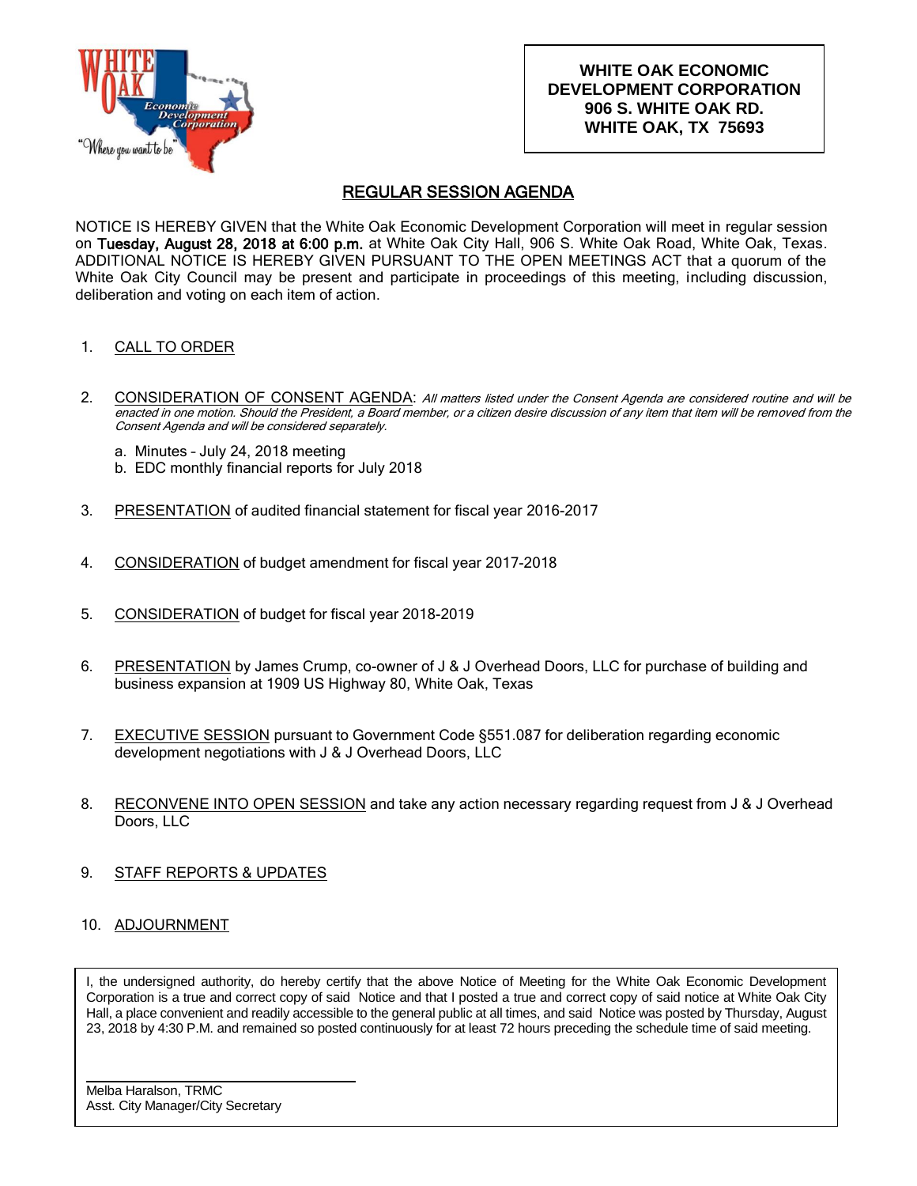**WHITE OAK ECONOMIC DEVELOPMENT CORPORATION**
**906 S. WHITE OAK RD.**
**WHITE OAK, TX 75693**

# REGULAR SESSION AGENDA

NOTICE IS HEREBY GIVEN that the White Oak Economic Development Corporation will meet in regular session on **Tuesday, August 28, 2018 at 6:00 p.m.** at White Oak City Hall, 906 S. White Oak Road, White Oak, Texas. ADDITIONAL NOTICE IS HEREBY GIVEN PURSUANT TO THE OPEN MEETINGS ACT that a quorum of the White Oak City Council may be present and participate in proceedings of this meeting, including discussion, deliberation and voting on each item of action.

1. CALL TO ORDER

2. CONSIDERATION OF CONSENT AGENDA: *All matters listed under the Consent Agenda are considered routine and will be enacted in one motion. Should the President, a Board member, or a citizen desire discussion of any item that item will be removed from the Consent Agenda and will be considered separately.*

   a. Minutes – July 24, 2018 meeting
   b. EDC monthly financial reports for July 2018

3. PRESENTATION of audited financial statement for fiscal year 2016-2017

4. CONSIDERATION of budget amendment for fiscal year 2017-2018

5. CONSIDERATION of budget for fiscal year 2018-2019

6. PRESENTATION by James Crump, co-owner of J & J Overhead Doors, LLC for purchase of building and business expansion at 1909 US Highway 80, White Oak, Texas

7. EXECUTIVE SESSION pursuant to Government Code §551.087 for deliberation regarding economic development negotiations with J & J Overhead Doors, LLC

8. RECONVENE INTO OPEN SESSION and take any action necessary regarding request from J & J Overhead Doors, LLC

9. STAFF REPORTS & UPDATES

10. ADJOURNMENT

I, the undersigned authority, do hereby certify that the above Notice of Meeting for the White Oak Economic Development Corporation is a true and correct copy of said Notice and that I posted a true and correct copy of said notice at White Oak City Hall, a place convenient and readily accessible to the general public at all times, and said Notice was posted by Thursday, August 23, 2018 by 4:30 P.M. and remained so posted continuously for at least 72 hours preceding the schedule time of said meeting.

Melba Haralson, TRMC
Asst. City Manager/City Secretary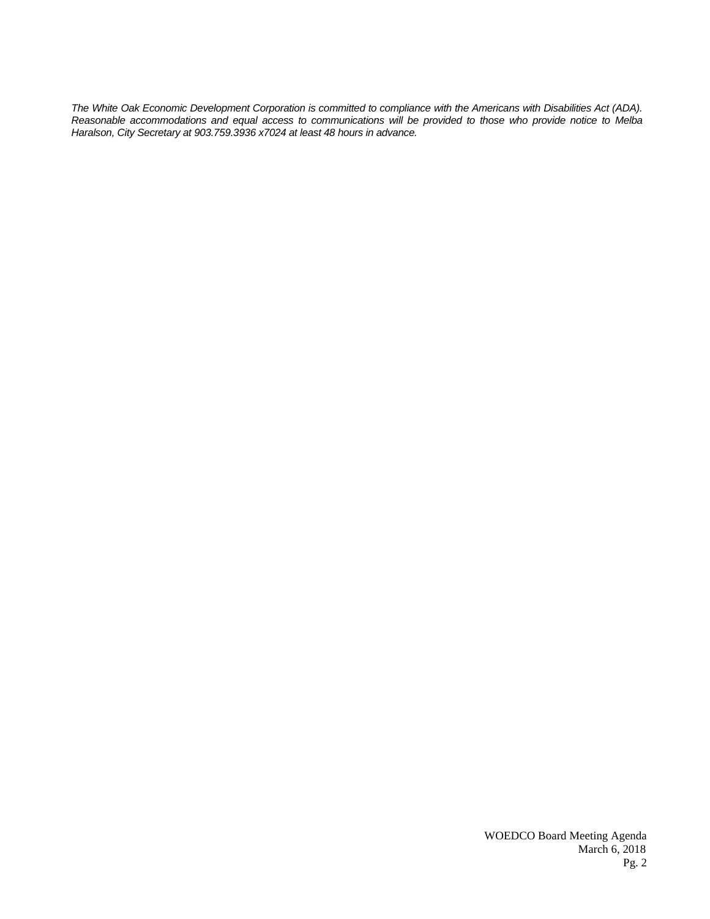*The White Oak Economic Development Corporation is committed to compliance with the Americans with Disabilities Act (ADA). Reasonable accommodations and equal access to communications will be provided to those who provide notice to Melba Haralson, City Secretary at 903.759.3936 x7024 at least 48 hours in advance.*